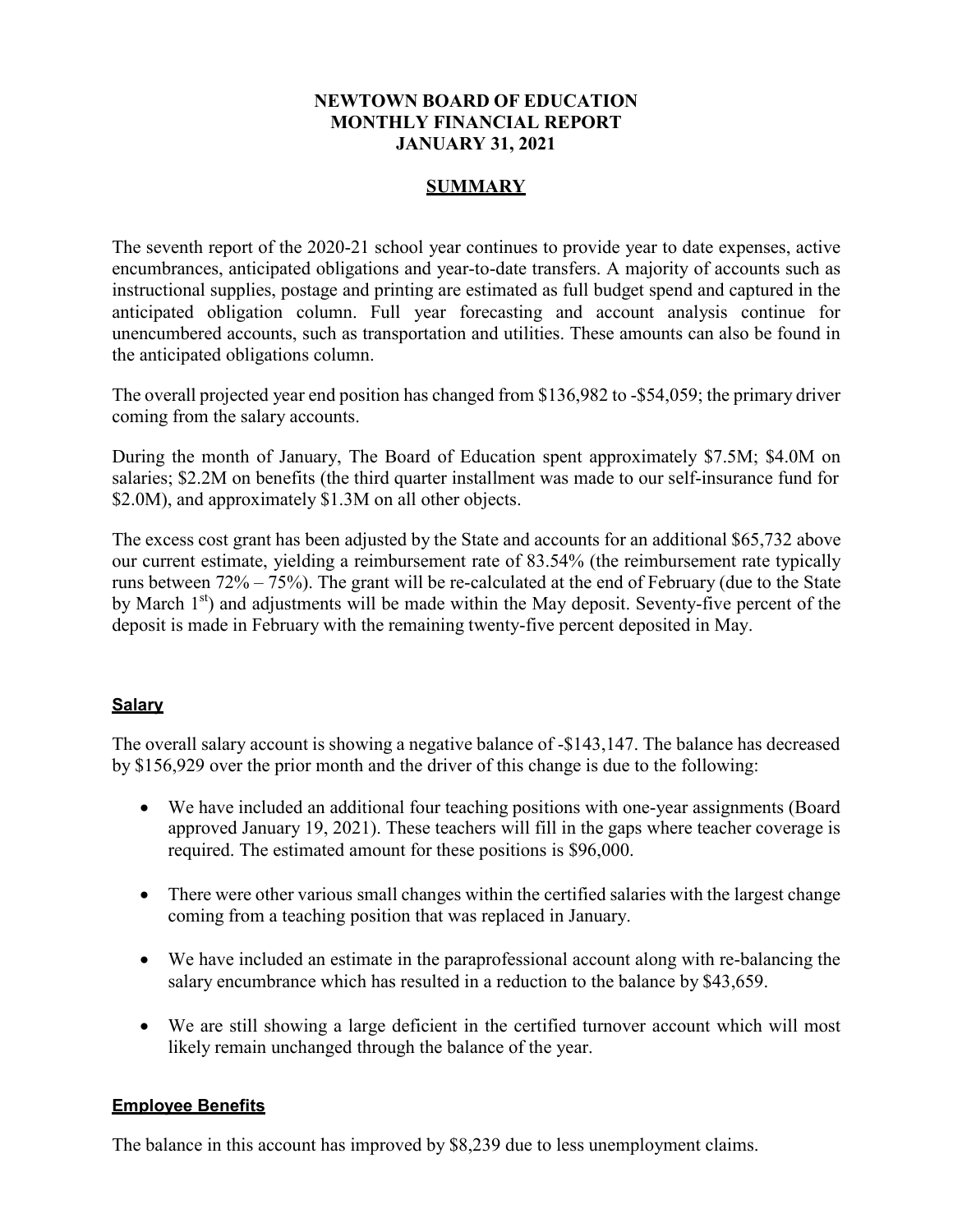# NEWTOWN BOARD OF EDUCATION
# MONTHLY FINANCIAL REPORT
# JANUARY 31, 2021

## SUMMARY

The seventh report of the 2020-21 school year continues to provide year to date expenses, active encumbrances, anticipated obligations and year-to-date transfers. A majority of accounts such as instructional supplies, postage and printing are estimated as full budget spend and captured in the anticipated obligation column. Full year forecasting and account analysis continue for unencumbered accounts, such as transportation and utilities. These amounts can also be found in the anticipated obligations column.

The overall projected year end position has changed from $136,982 to -$54,059; the primary driver coming from the salary accounts.

During the month of January, The Board of Education spent approximately $7.5M; $4.0M on salaries; $2.2M on benefits (the third quarter installment was made to our self-insurance fund for $2.0M), and approximately $1.3M on all other objects.

The excess cost grant has been adjusted by the State and accounts for an additional $65,732 above our current estimate, yielding a reimbursement rate of 83.54% (the reimbursement rate typically runs between 72% – 75%). The grant will be re-calculated at the end of February (due to the State by March 1st) and adjustments will be made within the May deposit. Seventy-five percent of the deposit is made in February with the remaining twenty-five percent deposited in May.

### Salary

The overall salary account is showing a negative balance of -$143,147. The balance has decreased by $156,929 over the prior month and the driver of this change is due to the following:

- We have included an additional four teaching positions with one-year assignments (Board approved January 19, 2021). These teachers will fill in the gaps where teacher coverage is required. The estimated amount for these positions is $96,000.
- There were other various small changes within the certified salaries with the largest change coming from a teaching position that was replaced in January.
- We have included an estimate in the paraprofessional account along with re-balancing the salary encumbrance which has resulted in a reduction to the balance by $43,659.
- We are still showing a large deficient in the certified turnover account which will most likely remain unchanged through the balance of the year.

### Employee Benefits

The balance in this account has improved by $8,239 due to less unemployment claims.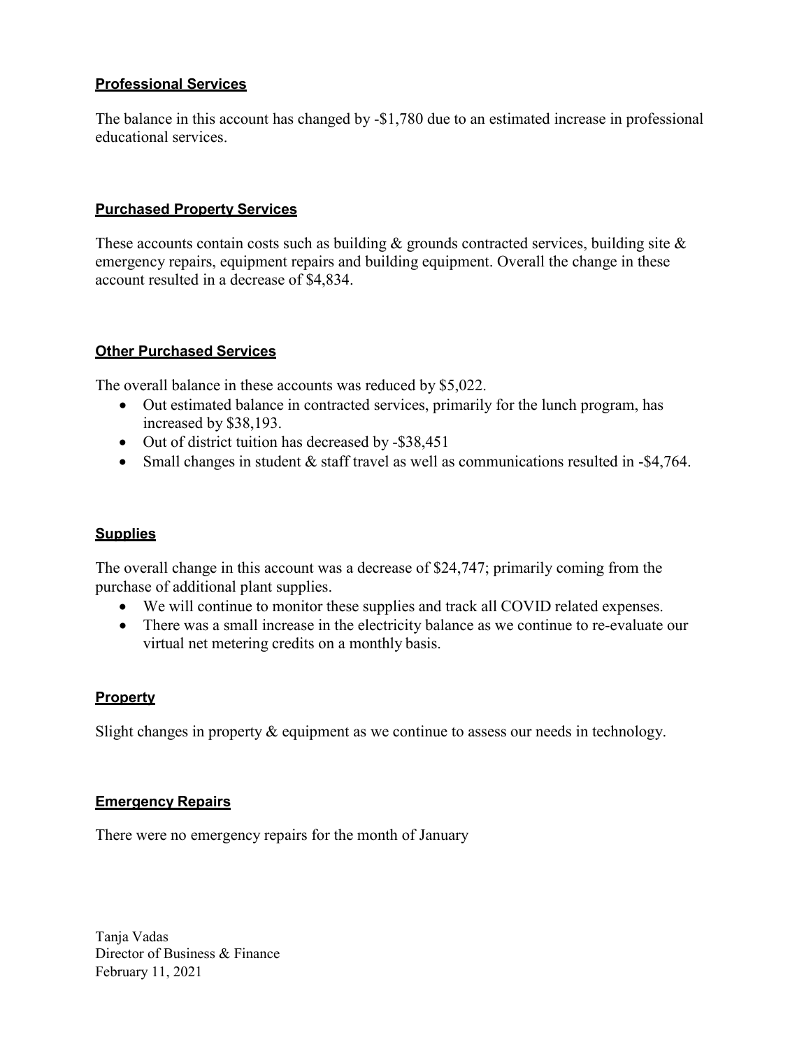**Professional Services**

The balance in this account has changed by -$1,780 due to an estimated increase in professional educational services.

**Purchased Property Services**

These accounts contain costs such as building & grounds contracted services, building site & emergency repairs, equipment repairs and building equipment. Overall the change in these account resulted in a decrease of $4,834.

**Other Purchased Services**

The overall balance in these accounts was reduced by $5,022.

- Out estimated balance in contracted services, primarily for the lunch program, has increased by $38,193.
- Out of district tuition has decreased by -$38,451
- Small changes in student & staff travel as well as communications resulted in -$4,764.

**Supplies**

The overall change in this account was a decrease of $24,747; primarily coming from the purchase of additional plant supplies.

- We will continue to monitor these supplies and track all COVID related expenses.
- There was a small increase in the electricity balance as we continue to re-evaluate our virtual net metering credits on a monthly basis.

**Property**

Slight changes in property & equipment as we continue to assess our needs in technology.

**Emergency Repairs**

There were no emergency repairs for the month of January

Tanja Vadas
Director of Business & Finance
February 11, 2021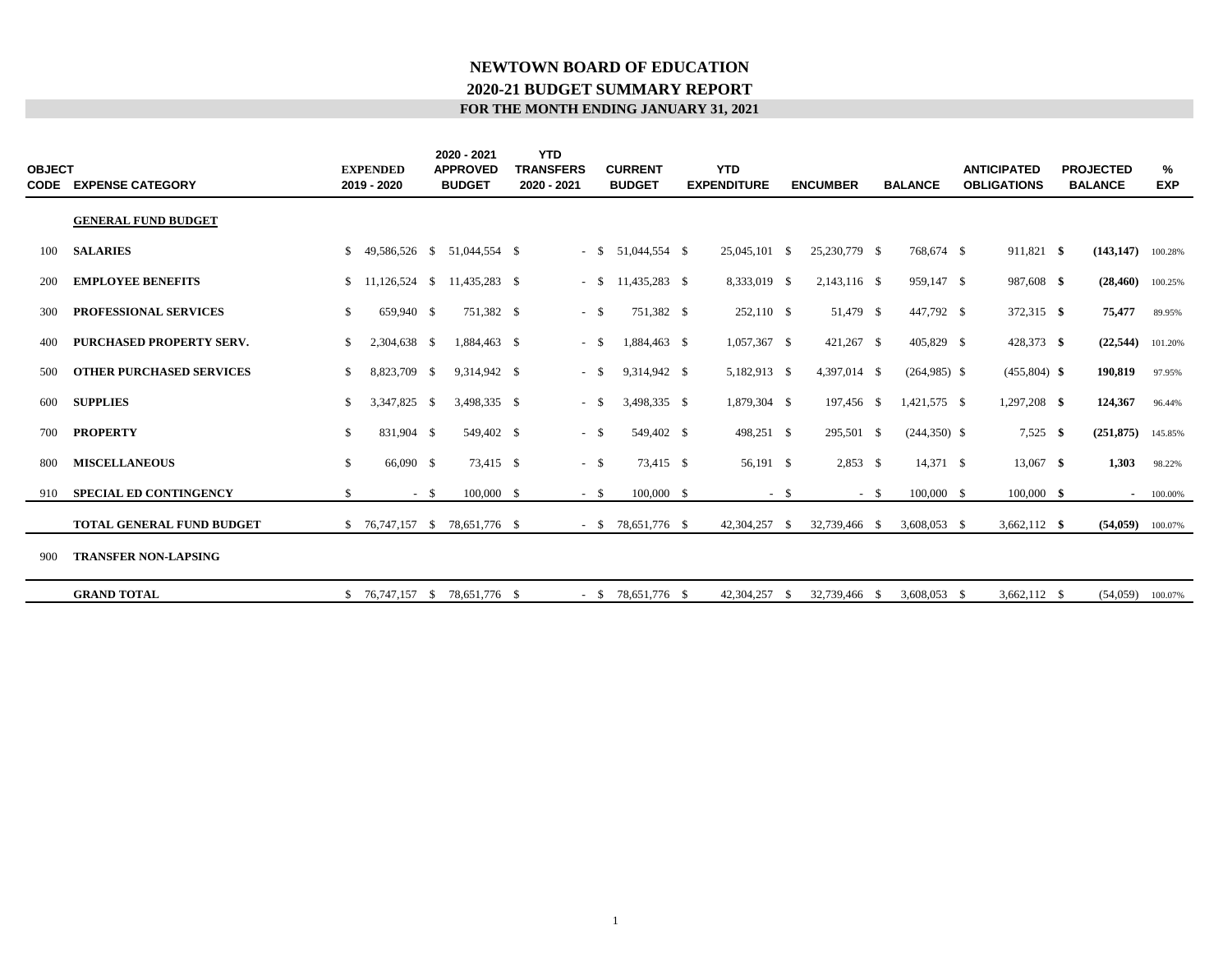# NEWTOWN BOARD OF EDUCATION

## 2020-21 BUDGET SUMMARY REPORT

### FOR THE MONTH ENDING JANUARY 31, 2021

| OBJECT CODE | EXPENSE CATEGORY | EXPENDED 2019 - 2020 | 2020 - 2021 APPROVED BUDGET | YTD TRANSFERS 2020 - 2021 | CURRENT BUDGET | YTD EXPENDITURE | ENCUMBER | BALANCE | ANTICIPATED OBLIGATIONS | PROJECTED BALANCE | % EXP |
|---|---|---|---|---|---|---|---|---|---|---|---|
| | **GENERAL FUND BUDGET** | | | | | | | | | | |
| 100 | **SALARIES** | $ 49,586,526 | $ 51,044,554 | $ - | $ 51,044,554 | $ 25,045,101 | $ 25,230,779 | $ 768,674 | $ 911,821 | **$ (143,147)** | 100.28% |
| 200 | **EMPLOYEE BENEFITS** | $ 11,126,524 | $ 11,435,283 | $ - | $ 11,435,283 | $ 8,333,019 | $ 2,143,116 | $ 959,147 | $ 987,608 | **$ (28,460)** | 100.25% |
| 300 | **PROFESSIONAL SERVICES** | $ 659,940 | $ 751,382 | $ - | $ 751,382 | $ 252,110 | $ 51,479 | $ 447,792 | $ 372,315 | **$ 75,477** | 89.95% |
| 400 | **PURCHASED PROPERTY SERV.** | $ 2,304,638 | $ 1,884,463 | $ - | $ 1,884,463 | $ 1,057,367 | $ 421,267 | $ 405,829 | $ 428,373 | **$ (22,544)** | 101.20% |
| 500 | **OTHER PURCHASED SERVICES** | $ 8,823,709 | $ 9,314,942 | $ - | $ 9,314,942 | $ 5,182,913 | $ 4,397,014 | $ (264,985) | $ (455,804) | **$ 190,819** | 97.95% |
| 600 | **SUPPLIES** | $ 3,347,825 | $ 3,498,335 | $ - | $ 3,498,335 | $ 1,879,304 | $ 197,456 | $ 1,421,575 | $ 1,297,208 | **$ 124,367** | 96.44% |
| 700 | **PROPERTY** | $ 831,904 | $ 549,402 | $ - | $ 549,402 | $ 498,251 | $ 295,501 | $ (244,350) | $ 7,525 | **$ (251,875)** | 145.85% |
| 800 | **MISCELLANEOUS** | $ 66,090 | $ 73,415 | $ - | $ 73,415 | $ 56,191 | $ 2,853 | $ 14,371 | $ 13,067 | **$ 1,303** | 98.22% |
| 910 | **SPECIAL ED CONTINGENCY** | $ - | $ 100,000 | $ - | $ 100,000 | $ - | $ - | $ 100,000 | $ 100,000 | **$ -** | 100.00% |
| | **TOTAL GENERAL FUND BUDGET** | $ 76,747,157 | $ 78,651,776 | $ - | $ 78,651,776 | $ 42,304,257 | $ 32,739,466 | $ 3,608,053 | $ 3,662,112 | **$ (54,059)** | 100.07% |
| 900 | **TRANSFER NON-LAPSING** | | | | | | | | | | |
| | **GRAND TOTAL** | $ 76,747,157 | $ 78,651,776 | $ - | $ 78,651,776 | $ 42,304,257 | $ 32,739,466 | $ 3,608,053 | $ 3,662,112 | $ (54,059) | 100.07% |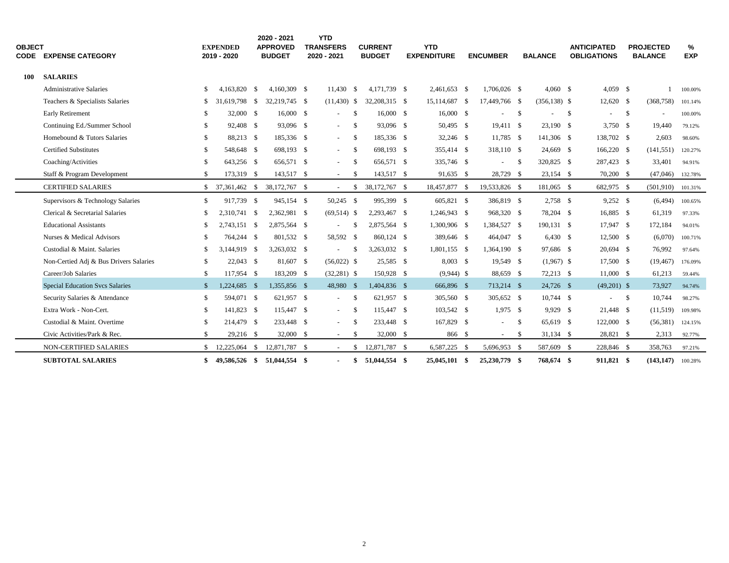| OBJECT CODE | EXPENSE CATEGORY | EXPENDED 2019 - 2020 | 2020 - 2021 APPROVED BUDGET | YTD TRANSFERS 2020 - 2021 | CURRENT BUDGET | YTD EXPENDITURE | ENCUMBER | BALANCE | ANTICIPATED OBLIGATIONS | PROJECTED BALANCE | % EXP |
|---|---|---|---|---|---|---|---|---|---|---|---|
| **100** | **SALARIES** | | | | | | | | | | |
| | Administrative Salaries | $ 4,163,820 | $ 4,160,309 | $ 11,430 | $ 4,171,739 | $ 2,461,653 | $ 1,706,026 | $ 4,060 | $ 4,059 | $ 1 | 100.00% |
| | Teachers & Specialists Salaries | $ 31,619,798 | $ 32,219,745 | $ (11,430) | $ 32,208,315 | $ 15,114,687 | $ 17,449,766 | $ (356,138) | $ 12,620 | $ (368,758) | 101.14% |
| | Early Retirement | $ 32,000 | $ 16,000 | $ - | $ 16,000 | $ 16,000 | $ - | $ - | $ - | $ - | 100.00% |
| | Continuing Ed./Summer School | $ 92,408 | $ 93,096 | $ - | $ 93,096 | $ 50,495 | $ 19,411 | $ 23,190 | $ 3,750 | $ 19,440 | 79.12% |
| | Homebound & Tutors Salaries | $ 88,213 | $ 185,336 | $ - | $ 185,336 | $ 32,246 | $ 11,785 | $ 141,306 | $ 138,702 | $ 2,603 | 98.60% |
| | Certified Substitutes | $ 548,648 | $ 698,193 | $ - | $ 698,193 | $ 355,414 | $ 318,110 | $ 24,669 | $ 166,220 | $ (141,551) | 120.27% |
| | Coaching/Activities | $ 643,256 | $ 656,571 | $ - | $ 656,571 | $ 335,746 | $ - | $ 320,825 | $ 287,423 | $ 33,401 | 94.91% |
| | Staff & Program Development | $ 173,319 | $ 143,517 | $ - | $ 143,517 | $ 91,635 | $ 28,729 | $ 23,154 | $ 70,200 | $ (47,046) | 132.78% |
| | CERTIFIED SALARIES | $ 37,361,462 | $ 38,172,767 | $ - | $ 38,172,767 | $ 18,457,877 | $ 19,533,826 | $ 181,065 | $ 682,975 | $ (501,910) | 101.31% |
| | Supervisors & Technology Salaries | $ 917,739 | $ 945,154 | $ 50,245 | $ 995,399 | $ 605,821 | $ 386,819 | $ 2,758 | $ 9,252 | $ (6,494) | 100.65% |
| | Clerical & Secretarial Salaries | $ 2,310,741 | $ 2,362,981 | $ (69,514) | $ 2,293,467 | $ 1,246,943 | $ 968,320 | $ 78,204 | $ 16,885 | $ 61,319 | 97.33% |
| | Educational Assistants | $ 2,743,151 | $ 2,875,564 | $ - | $ 2,875,564 | $ 1,300,906 | $ 1,384,527 | $ 190,131 | $ 17,947 | $ 172,184 | 94.01% |
| | Nurses & Medical Advisors | $ 764,244 | $ 801,532 | $ 58,592 | $ 860,124 | $ 389,646 | $ 464,047 | $ 6,430 | $ 12,500 | $ (6,070) | 100.71% |
| | Custodial & Maint. Salaries | $ 3,144,919 | $ 3,263,032 | $ - | $ 3,263,032 | $ 1,801,155 | $ 1,364,190 | $ 97,686 | $ 20,694 | $ 76,992 | 97.64% |
| | Non-Certied Adj & Bus Drivers Salaries | $ 22,043 | $ 81,607 | $ (56,022) | $ 25,585 | $ 8,003 | $ 19,549 | $ (1,967) | $ 17,500 | $ (19,467) | 176.09% |
| | Career/Job Salaries | $ 117,954 | $ 183,209 | $ (32,281) | $ 150,928 | $ (9,944) | $ 88,659 | $ 72,213 | $ 11,000 | $ 61,213 | 59.44% |
| | Special Education Svcs Salaries | $ 1,224,685 | $ 1,355,856 | $ 48,980 | $ 1,404,836 | $ 666,896 | $ 713,214 | $ 24,726 | $ (49,201) | $ 73,927 | 94.74% |
| | Security Salaries & Attendance | $ 594,071 | $ 621,957 | $ - | $ 621,957 | $ 305,560 | $ 305,652 | $ 10,744 | $ - | $ 10,744 | 98.27% |
| | Extra Work - Non-Cert. | $ 141,823 | $ 115,447 | $ - | $ 115,447 | $ 103,542 | $ 1,975 | $ 9,929 | $ 21,448 | $ (11,519) | 109.98% |
| | Custodial & Maint. Overtime | $ 214,479 | $ 233,448 | $ - | $ 233,448 | $ 167,829 | $ - | $ 65,619 | $ 122,000 | $ (56,381) | 124.15% |
| | Civic Activities/Park & Rec. | $ 29,216 | $ 32,000 | $ - | $ 32,000 | $ 866 | $ - | $ 31,134 | $ 28,821 | $ 2,313 | 92.77% |
| | NON-CERTIFIED SALARIES | $ 12,225,064 | $ 12,871,787 | $ - | $ 12,871,787 | $ 6,587,225 | $ 5,696,953 | $ 587,609 | $ 228,846 | $ 358,763 | 97.21% |
| | **SUBTOTAL SALARIES** | **$ 49,586,526** | **$ 51,044,554** | **$ -** | **$ 51,044,554** | **$ 25,045,101** | **$ 25,230,779** | **$ 768,674** | **$ 911,821** | **$ (143,147)** | 100.28% |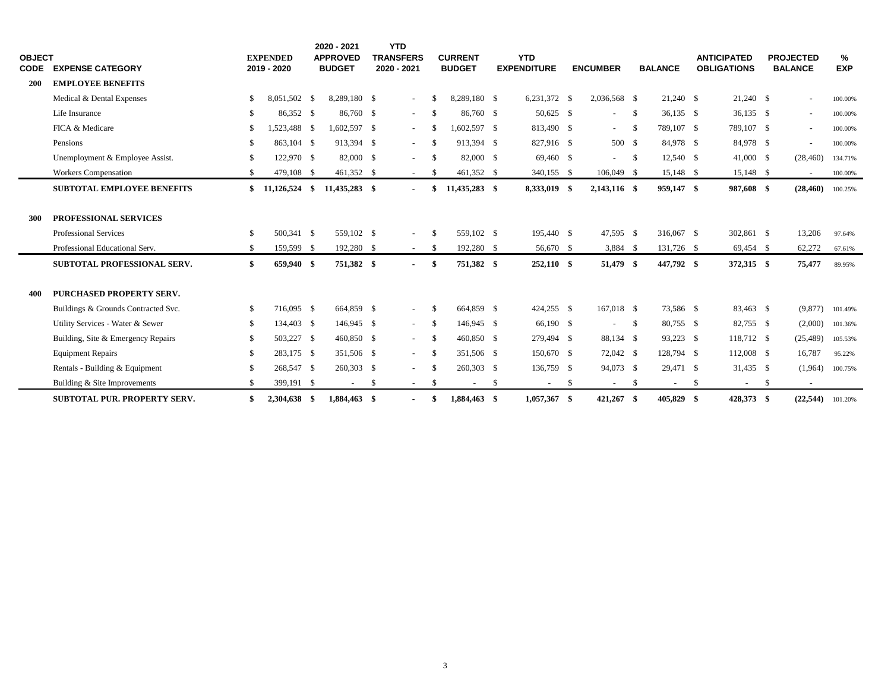| OBJECT CODE | EXPENSE CATEGORY | EXPENDED 2019 - 2020 | 2020 - 2021 APPROVED BUDGET | YTD TRANSFERS 2020 - 2021 | CURRENT BUDGET | YTD EXPENDITURE | ENCUMBER | BALANCE | ANTICIPATED OBLIGATIONS | PROJECTED BALANCE | % EXP |
|---|---|---|---|---|---|---|---|---|---|---|---|
| **200** | **EMPLOYEE BENEFITS** | | | | | | | | | | |
| | Medical & Dental Expenses | $ 8,051,502 | $ 8,289,180 | $ - | $ 8,289,180 | $ 6,231,372 | $ 2,036,568 | $ 21,240 | $ 21,240 | $ - | 100.00% |
| | Life Insurance | $ 86,352 | $ 86,760 | $ - | $ 86,760 | $ 50,625 | $ - | $ 36,135 | $ 36,135 | $ - | 100.00% |
| | FICA & Medicare | $ 1,523,488 | $ 1,602,597 | $ - | $ 1,602,597 | $ 813,490 | $ - | $ 789,107 | $ 789,107 | $ - | 100.00% |
| | Pensions | $ 863,104 | $ 913,394 | $ - | $ 913,394 | $ 827,916 | $ 500 | $ 84,978 | $ 84,978 | $ - | 100.00% |
| | Unemployment & Employee Assist. | $ 122,970 | $ 82,000 | $ - | $ 82,000 | $ 69,460 | $ - | $ 12,540 | $ 41,000 | $ (28,460) | 134.71% |
| | Workers Compensation | $ 479,108 | $ 461,352 | $ - | $ 461,352 | $ 340,155 | $ 106,049 | $ 15,148 | $ 15,148 | $ - | 100.00% |
| | **SUBTOTAL EMPLOYEE BENEFITS** | **$ 11,126,524** | **$ 11,435,283** | **$ -** | **$ 11,435,283** | **$ 8,333,019** | **$ 2,143,116** | **$ 959,147** | **$ 987,608** | **$ (28,460)** | 100.25% |
| **300** | **PROFESSIONAL SERVICES** | | | | | | | | | | |
| | Professional Services | $ 500,341 | $ 559,102 | $ - | $ 559,102 | $ 195,440 | $ 47,595 | $ 316,067 | $ 302,861 | $ 13,206 | 97.64% |
| | Professional Educational Serv. | $ 159,599 | $ 192,280 | $ - | $ 192,280 | $ 56,670 | $ 3,884 | $ 131,726 | $ 69,454 | $ 62,272 | 67.61% |
| | **SUBTOTAL PROFESSIONAL SERV.** | **$ 659,940** | **$ 751,382** | **$ -** | **$ 751,382** | **$ 252,110** | **$ 51,479** | **$ 447,792** | **$ 372,315** | **$ 75,477** | 89.95% |
| **400** | **PURCHASED PROPERTY SERV.** | | | | | | | | | | |
| | Buildings & Grounds Contracted Svc. | $ 716,095 | $ 664,859 | $ - | $ 664,859 | $ 424,255 | $ 167,018 | $ 73,586 | $ 83,463 | $ (9,877) | 101.49% |
| | Utility Services - Water & Sewer | $ 134,403 | $ 146,945 | $ - | $ 146,945 | $ 66,190 | $ - | $ 80,755 | $ 82,755 | $ (2,000) | 101.36% |
| | Building, Site & Emergency Repairs | $ 503,227 | $ 460,850 | $ - | $ 460,850 | $ 279,494 | $ 88,134 | $ 93,223 | $ 118,712 | $ (25,489) | 105.53% |
| | Equipment Repairs | $ 283,175 | $ 351,506 | $ - | $ 351,506 | $ 150,670 | $ 72,042 | $ 128,794 | $ 112,008 | $ 16,787 | 95.22% |
| | Rentals - Building & Equipment | $ 268,547 | $ 260,303 | $ - | $ 260,303 | $ 136,759 | $ 94,073 | $ 29,471 | $ 31,435 | $ (1,964) | 100.75% |
| | Building & Site Improvements | $ 399,191 | $ - | $ - | $ - | $ - | $ - | $ - | $ - | $ - | |
| | **SUBTOTAL PUR. PROPERTY SERV.** | **$ 2,304,638** | **$ 1,884,463** | **$ -** | **$ 1,884,463** | **$ 1,057,367** | **$ 421,267** | **$ 405,829** | **$ 428,373** | **$ (22,544)** | 101.20% |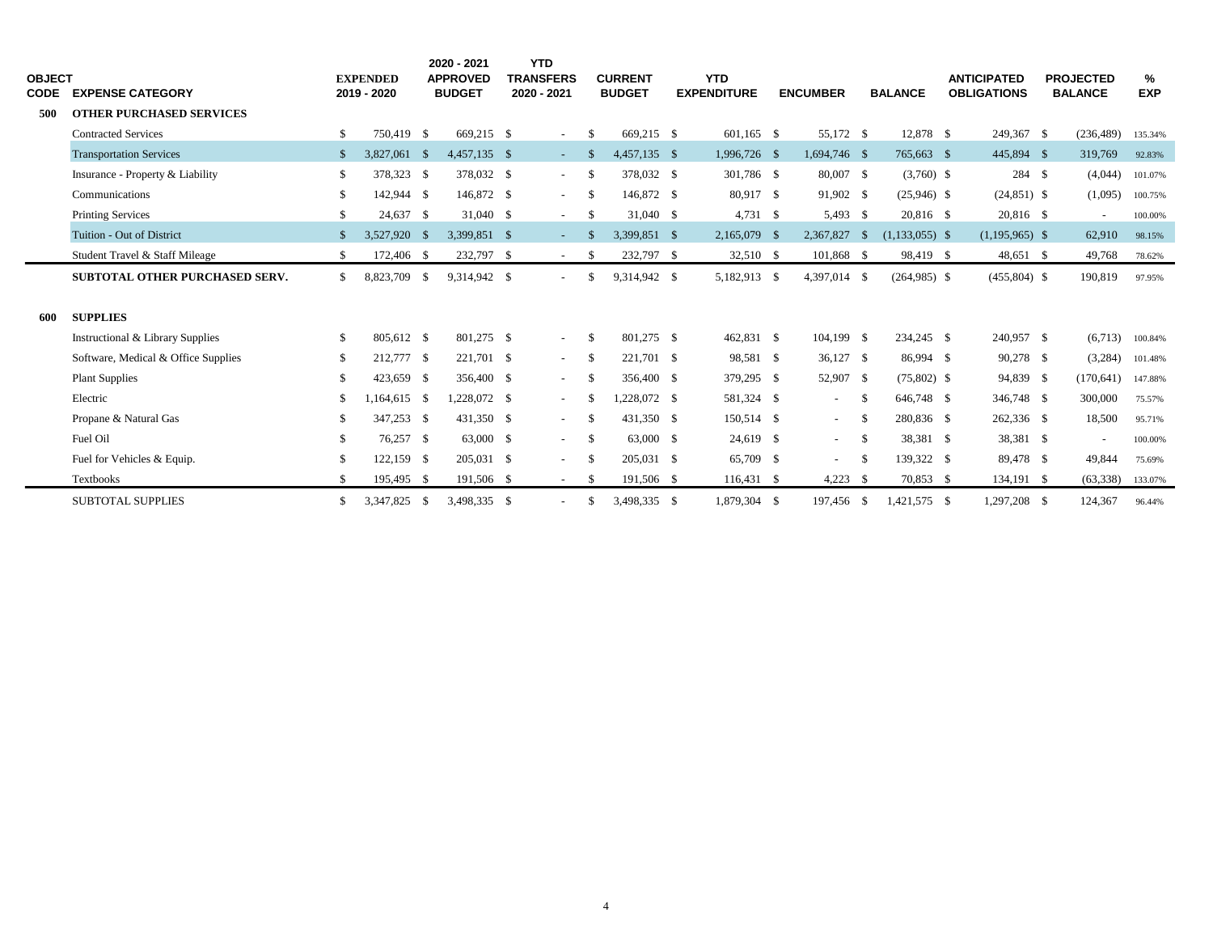| OBJECT CODE | EXPENSE CATEGORY | EXPENDED 2019 - 2020 | 2020 - 2021 APPROVED BUDGET | YTD TRANSFERS 2020 - 2021 | CURRENT BUDGET | YTD EXPENDITURE | ENCUMBER | BALANCE | ANTICIPATED OBLIGATIONS | PROJECTED BALANCE | % EXP |
|---|---|---|---|---|---|---|---|---|---|---|---|
| **500** | **OTHER PURCHASED SERVICES** | | | | | | | | | | |
| | Contracted Services | $ 750,419 | $ 669,215 | $ - | $ 669,215 | $ 601,165 | $ 55,172 | $ 12,878 | $ 249,367 | $ (236,489) | 135.34% |
| | Transportation Services | $ 3,827,061 | $ 4,457,135 | $ - | $ 4,457,135 | $ 1,996,726 | $ 1,694,746 | $ 765,663 | $ 445,894 | $ 319,769 | 92.83% |
| | Insurance - Property & Liability | $ 378,323 | $ 378,032 | $ - | $ 378,032 | $ 301,786 | $ 80,007 | $ (3,760) | $ 284 | $ (4,044) | 101.07% |
| | Communications | $ 142,944 | $ 146,872 | $ - | $ 146,872 | $ 80,917 | $ 91,902 | $ (25,946) | $ (24,851) | $ (1,095) | 100.75% |
| | Printing Services | $ 24,637 | $ 31,040 | $ - | $ 31,040 | $ 4,731 | $ 5,493 | $ 20,816 | $ 20,816 | $ - | 100.00% |
| | Tuition - Out of District | $ 3,527,920 | $ 3,399,851 | $ - | $ 3,399,851 | $ 2,165,079 | $ 2,367,827 | $ (1,133,055) | $ (1,195,965) | $ 62,910 | 98.15% |
| | Student Travel & Staff Mileage | $ 172,406 | $ 232,797 | $ - | $ 232,797 | $ 32,510 | $ 101,868 | $ 98,419 | $ 48,651 | $ 49,768 | 78.62% |
| | **SUBTOTAL OTHER PURCHASED SERV.** | $ 8,823,709 | $ 9,314,942 | $ - | $ 9,314,942 | $ 5,182,913 | $ 4,397,014 | $ (264,985) | $ (455,804) | $ 190,819 | 97.95% |
| **600** | **SUPPLIES** | | | | | | | | | | |
| | Instructional & Library Supplies | $ 805,612 | $ 801,275 | $ - | $ 801,275 | $ 462,831 | $ 104,199 | $ 234,245 | $ 240,957 | $ (6,713) | 100.84% |
| | Software, Medical & Office Supplies | $ 212,777 | $ 221,701 | $ - | $ 221,701 | $ 98,581 | $ 36,127 | $ 86,994 | $ 90,278 | $ (3,284) | 101.48% |
| | Plant Supplies | $ 423,659 | $ 356,400 | $ - | $ 356,400 | $ 379,295 | $ 52,907 | $ (75,802) | $ 94,839 | $ (170,641) | 147.88% |
| | Electric | $ 1,164,615 | $ 1,228,072 | $ - | $ 1,228,072 | $ 581,324 | $ - | $ 646,748 | $ 346,748 | $ 300,000 | 75.57% |
| | Propane & Natural Gas | $ 347,253 | $ 431,350 | $ - | $ 431,350 | $ 150,514 | $ - | $ 280,836 | $ 262,336 | $ 18,500 | 95.71% |
| | Fuel Oil | $ 76,257 | $ 63,000 | $ - | $ 63,000 | $ 24,619 | $ - | $ 38,381 | $ 38,381 | $ - | 100.00% |
| | Fuel for Vehicles & Equip. | $ 122,159 | $ 205,031 | $ - | $ 205,031 | $ 65,709 | $ - | $ 139,322 | $ 89,478 | $ 49,844 | 75.69% |
| | Textbooks | $ 195,495 | $ 191,506 | $ - | $ 191,506 | $ 116,431 | $ 4,223 | $ 70,853 | $ 134,191 | $ (63,338) | 133.07% |
| | SUBTOTAL SUPPLIES | $ 3,347,825 | $ 3,498,335 | $ - | $ 3,498,335 | $ 1,879,304 | $ 197,456 | $ 1,421,575 | $ 1,297,208 | $ 124,367 | 96.44% |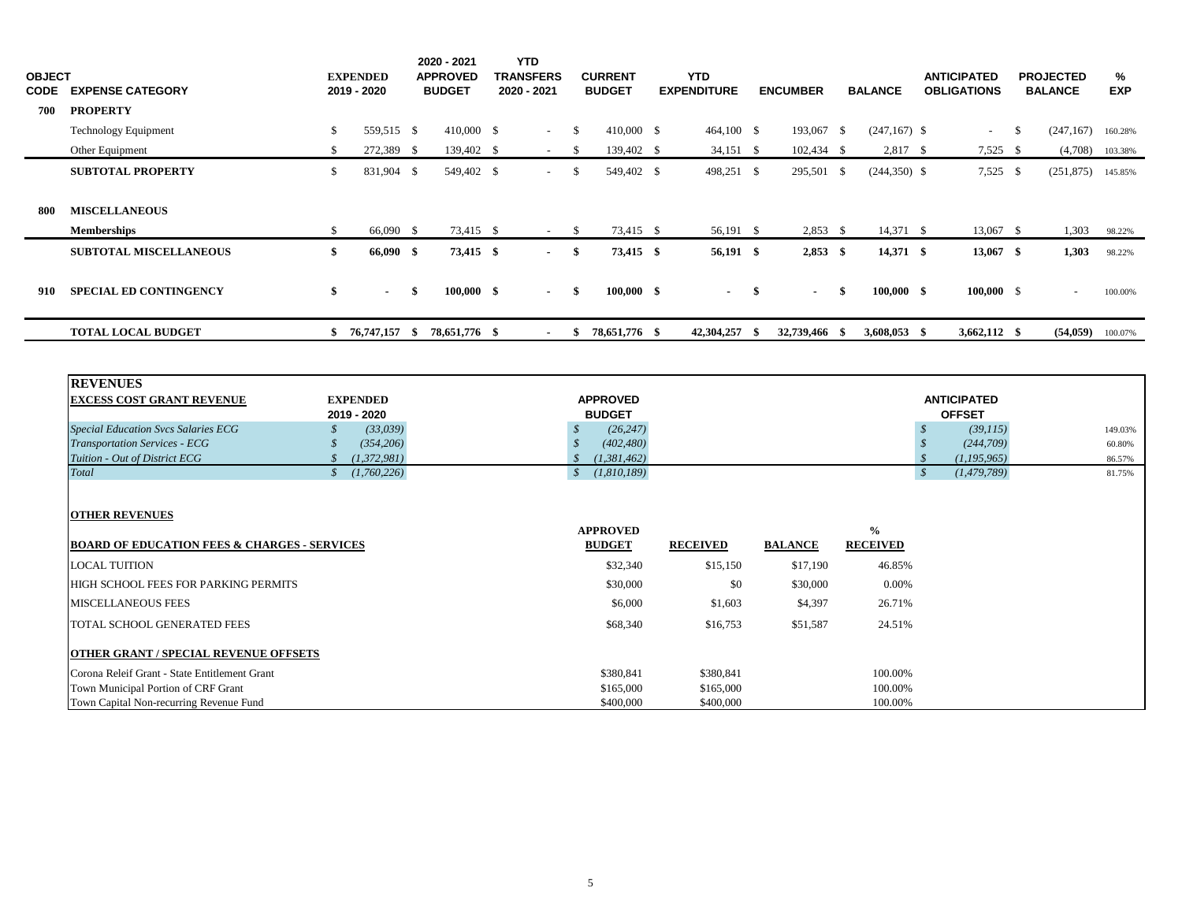| OBJECT CODE | EXPENSE CATEGORY | EXPENDED 2019 - 2020 | 2020 - 2021 APPROVED BUDGET | YTD TRANSFERS 2020 - 2021 | CURRENT BUDGET | YTD EXPENDITURE | ENCUMBER | BALANCE | ANTICIPATED OBLIGATIONS | PROJECTED BALANCE | % EXP |
|---|---|---|---|---|---|---|---|---|---|---|---|
| 700 | **PROPERTY** | | | | | | | | | | |
| | Technology Equipment | $ 559,515 | $ 410,000 | $ - | $ 410,000 | $ 464,100 | $ 193,067 | $ (247,167) | $ - | $ (247,167) | 160.28% |
| | Other Equipment | $ 272,389 | $ 139,402 | $ - | $ 139,402 | $ 34,151 | $ 102,434 | $ 2,817 | $ 7,525 | $ (4,708) | 103.38% |
| | **SUBTOTAL PROPERTY** | $ 831,904 | $ 549,402 | $ - | $ 549,402 | $ 498,251 | $ 295,501 | $ (244,350) | $ 7,525 | $ (251,875) | 145.85% |
| 800 | **MISCELLANEOUS** | | | | | | | | | | |
| | **Memberships** | $ 66,090 | $ 73,415 | $ - | $ 73,415 | $ 56,191 | $ 2,853 | $ 14,371 | $ 13,067 | $ 1,303 | 98.22% |
| | **SUBTOTAL MISCELLANEOUS** | **$ 66,090** | **$ 73,415** | **$ -** | **$ 73,415** | **$ 56,191** | **$ 2,853** | **$ 14,371** | **$ 13,067** | **$ 1,303** | 98.22% |
| 910 | **SPECIAL ED CONTINGENCY** | **$ -** | **$ 100,000** | **$ -** | **$ 100,000** | **$ -** | **$ -** | **$ 100,000** | **$ 100,000** | **$ -** | 100.00% |
| | **TOTAL LOCAL BUDGET** | **$ 76,747,157** | **$ 78,651,776** | **$ -** | **$ 78,651,776** | **$ 42,304,257** | **$ 32,739,466** | **$ 3,608,053** | **$ 3,662,112** | **$ (54,059)** | 100.07% |

## REVENUES

| EXCESS COST GRANT REVENUE | EXPENDED 2019 - 2020 | APPROVED BUDGET | ANTICIPATED OFFSET | |
|---|---|---|---|---|
| *Special Education Svcs Salaries ECG* | *$ (33,039)* | *$ (26,247)* | *$ (39,115)* | 149.03% |
| *Transportation Services - ECG* | *$ (354,206)* | *$ (402,480)* | *$ (244,709)* | 60.80% |
| *Tuition - Out of District ECG* | *$ (1,372,981)* | *$ (1,381,462)* | *$ (1,195,965)* | 86.57% |
| *Total* | *$ (1,760,226)* | *$ (1,810,189)* | *$ (1,479,789)* | 81.75% |

**OTHER REVENUES**

| BOARD OF EDUCATION FEES & CHARGES - SERVICES | APPROVED BUDGET | RECEIVED | BALANCE | % RECEIVED |
|---|---|---|---|---|
| LOCAL TUITION | $32,340 | $15,150 | $17,190 | 46.85% |
| HIGH SCHOOL FEES FOR PARKING PERMITS | $30,000 | $0 | $30,000 | 0.00% |
| MISCELLANEOUS FEES | $6,000 | $1,603 | $4,397 | 26.71% |
| TOTAL SCHOOL GENERATED FEES | $68,340 | $16,753 | $51,587 | 24.51% |
| **OTHER GRANT / SPECIAL REVENUE OFFSETS** | | | | |
| Corona Releif Grant - State Entitlement Grant | $380,841 | $380,841 | | 100.00% |
| Town Municipal Portion of CRF Grant | $165,000 | $165,000 | | 100.00% |
| Town Capital Non-recurring Revenue Fund | $400,000 | $400,000 | | 100.00% |